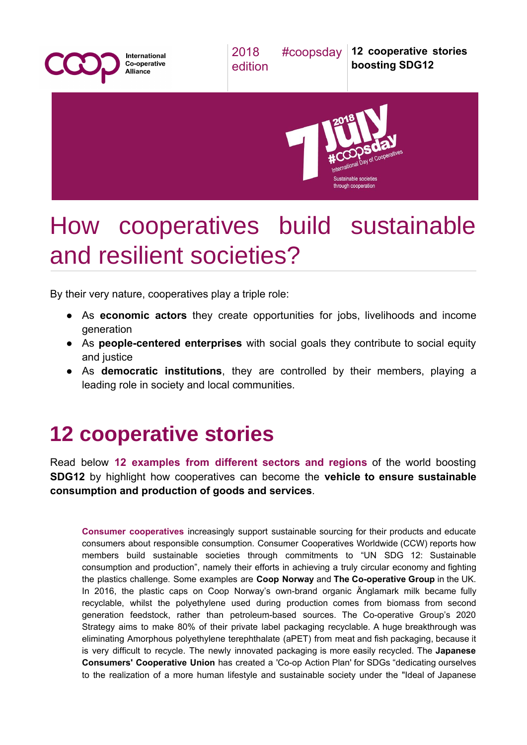International Co-operative Alliance

2018 edition #coopsday **12 cooperative stories boosting SDG12**

# How cooperatives build sustainable and resilient societies?

By their very nature, cooperatives play a triple role:

- As **economic actors** they create opportunities for jobs, livelihoods and income generation
- As **people-centered enterprises** with social goals they contribute to social equity and justice
- As **democratic institutions**, they are controlled by their members, playing a leading role in society and local communities.

## 12 cooperative stories

Read below **12 examples from different sectors and regions** of the world boosting **SDG12** by highlight how cooperatives can become the **vehicle to ensure sustainable consumption and production of goods and services**.

> **Consumer cooperatives** increasingly support sustainable sourcing for their products and educate consumers about responsible consumption. Consumer Cooperatives Worldwide (CCW) reports how members build sustainable societies through commitments to "UN SDG 12: Sustainable consumption and production", namely their efforts in achieving a truly circular economy and fighting the plastics challenge. Some examples are **Coop Norway** and **The Co-operative Group** in the UK. In 2016, the plastic caps on Coop Norway's own-brand organic Änglamark milk became fully recyclable, whilst the polyethylene used during production comes from biomass from second generation feedstock, rather than petroleum-based sources. The Co-operative Group's 2020 Strategy aims to make 80% of their private label packaging recyclable. A huge breakthrough was eliminating Amorphous polyethylene terephthalate (aPET) from meat and fish packaging, because it is very difficult to recycle. The newly innovated packaging is more easily recycled. The **Japanese Consumers' Cooperative Union** has created a 'Co-op Action Plan' for SDGs "dedicating ourselves to the realization of a more human lifestyle and sustainable society under the "Ideal of Japanese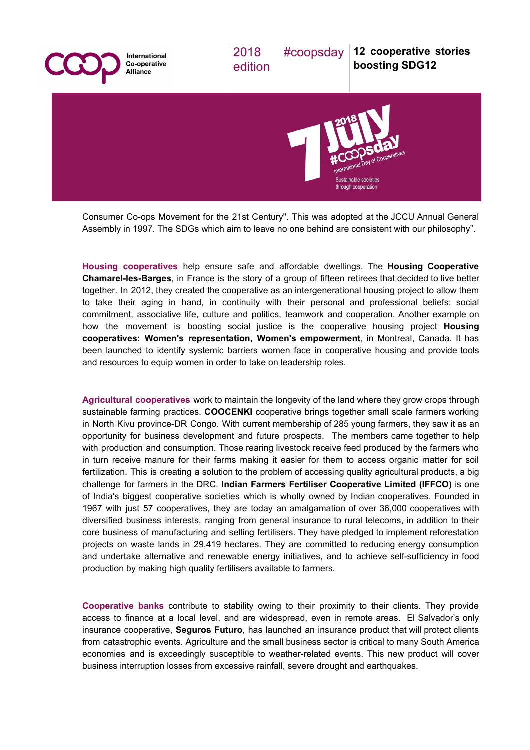Consumer Co-ops Movement for the 21st Century". This was adopted at the JCCU Annual General Assembly in 1997. The SDGs which aim to leave no one behind are consistent with our philosophy".

**Housing cooperatives** help ensure safe and affordable dwellings. The **Housing Cooperative Chamarel-les-Barges**, in France is the story of a group of fifteen retirees that decided to live better together. In 2012, they created the cooperative as an intergenerational housing project to allow them to take their aging in hand, in continuity with their personal and professional beliefs: social commitment, associative life, culture and politics, teamwork and cooperation. Another example on how the movement is boosting social justice is the cooperative housing project **Housing cooperatives: Women's representation, Women's empowerment**, in Montreal, Canada. It has been launched to identify systemic barriers women face in cooperative housing and provide tools and resources to equip women in order to take on leadership roles.

**Agricultural cooperatives** work to maintain the longevity of the land where they grow crops through sustainable farming practices. **COOCENKI** cooperative brings together small scale farmers working in North Kivu province-DR Congo. With current membership of 285 young farmers, they saw it as an opportunity for business development and future prospects. The members came together to help with production and consumption. Those rearing livestock receive feed produced by the farmers who in turn receive manure for their farms making it easier for them to access organic matter for soil fertilization. This is creating a solution to the problem of accessing quality agricultural products, a big challenge for farmers in the DRC. **Indian Farmers Fertiliser Cooperative Limited (IFFCO)** is one of India's biggest cooperative societies which is wholly owned by Indian cooperatives. Founded in 1967 with just 57 cooperatives, they are today an amalgamation of over 36,000 cooperatives with diversified business interests, ranging from general insurance to rural telecoms, in addition to their core business of manufacturing and selling fertilisers. They have pledged to implement reforestation projects on waste lands in 29,419 hectares. They are committed to reducing energy consumption and undertake alternative and renewable energy initiatives, and to achieve self-sufficiency in food production by making high quality fertilisers available to farmers.

**Cooperative banks** contribute to stability owing to their proximity to their clients. They provide access to finance at a local level, and are widespread, even in remote areas. El Salvador's only insurance cooperative, **Seguros Futuro**, has launched an insurance product that will protect clients from catastrophic events. Agriculture and the small business sector is critical to many South America economies and is exceedingly susceptible to weather-related events. This new product will cover business interruption losses from excessive rainfall, severe drought and earthquakes.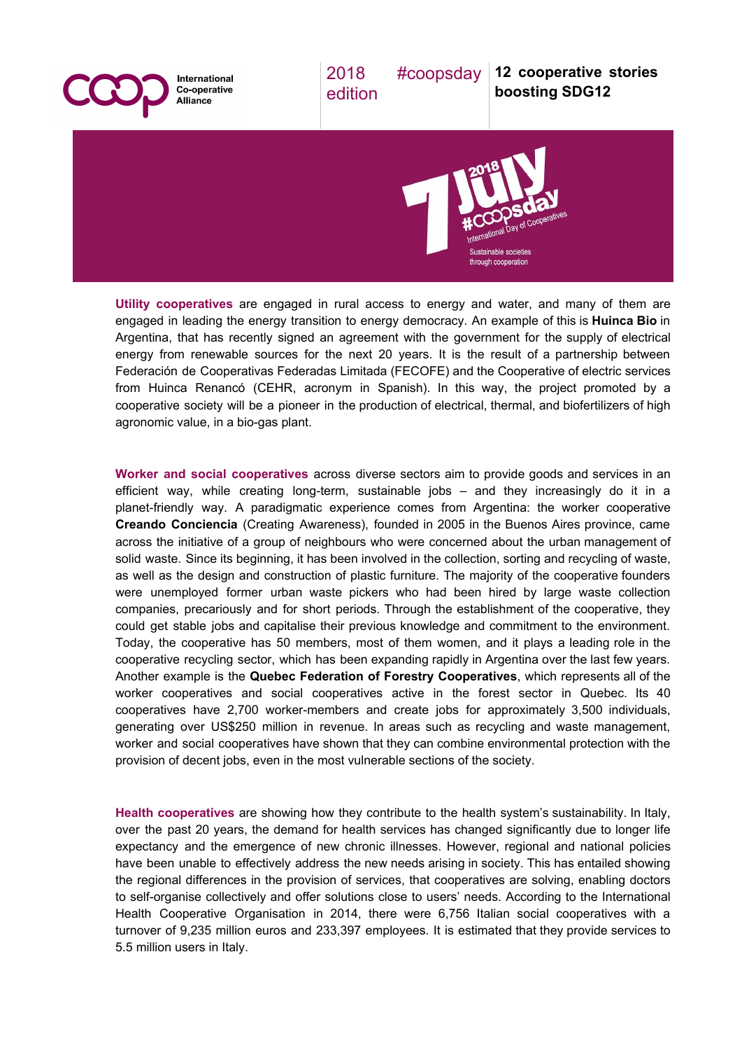**Utility cooperatives** are engaged in rural access to energy and water, and many of them are engaged in leading the energy transition to energy democracy. An example of this is **Huinca Bio** in Argentina, that has recently signed an agreement with the government for the supply of electrical energy from renewable sources for the next 20 years. It is the result of a partnership between Federación de Cooperativas Federadas Limitada (FECOFE) and the Cooperative of electric services from Huinca Renancó (CEHR, acronym in Spanish). In this way, the project promoted by a cooperative society will be a pioneer in the production of electrical, thermal, and biofertilizers of high agronomic value, in a bio-gas plant.

**Worker and social cooperatives** across diverse sectors aim to provide goods and services in an efficient way, while creating long-term, sustainable jobs – and they increasingly do it in a planet-friendly way. A paradigmatic experience comes from Argentina: the worker cooperative **Creando Conciencia** (Creating Awareness), founded in 2005 in the Buenos Aires province, came across the initiative of a group of neighbours who were concerned about the urban management of solid waste. Since its beginning, it has been involved in the collection, sorting and recycling of waste, as well as the design and construction of plastic furniture. The majority of the cooperative founders were unemployed former urban waste pickers who had been hired by large waste collection companies, precariously and for short periods. Through the establishment of the cooperative, they could get stable jobs and capitalise their previous knowledge and commitment to the environment. Today, the cooperative has 50 members, most of them women, and it plays a leading role in the cooperative recycling sector, which has been expanding rapidly in Argentina over the last few years. Another example is the **Quebec Federation of Forestry Cooperatives**, which represents all of the worker cooperatives and social cooperatives active in the forest sector in Quebec. Its 40 cooperatives have 2,700 worker-members and create jobs for approximately 3,500 individuals, generating over US$250 million in revenue. In areas such as recycling and waste management, worker and social cooperatives have shown that they can combine environmental protection with the provision of decent jobs, even in the most vulnerable sections of the society.

**Health cooperatives** are showing how they contribute to the health system's sustainability. In Italy, over the past 20 years, the demand for health services has changed significantly due to longer life expectancy and the emergence of new chronic illnesses. However, regional and national policies have been unable to effectively address the new needs arising in society. This has entailed showing the regional differences in the provision of services, that cooperatives are solving, enabling doctors to self-organise collectively and offer solutions close to users' needs. According to the International Health Cooperative Organisation in 2014, there were 6,756 Italian social cooperatives with a turnover of 9,235 million euros and 233,397 employees. It is estimated that they provide services to 5.5 million users in Italy.